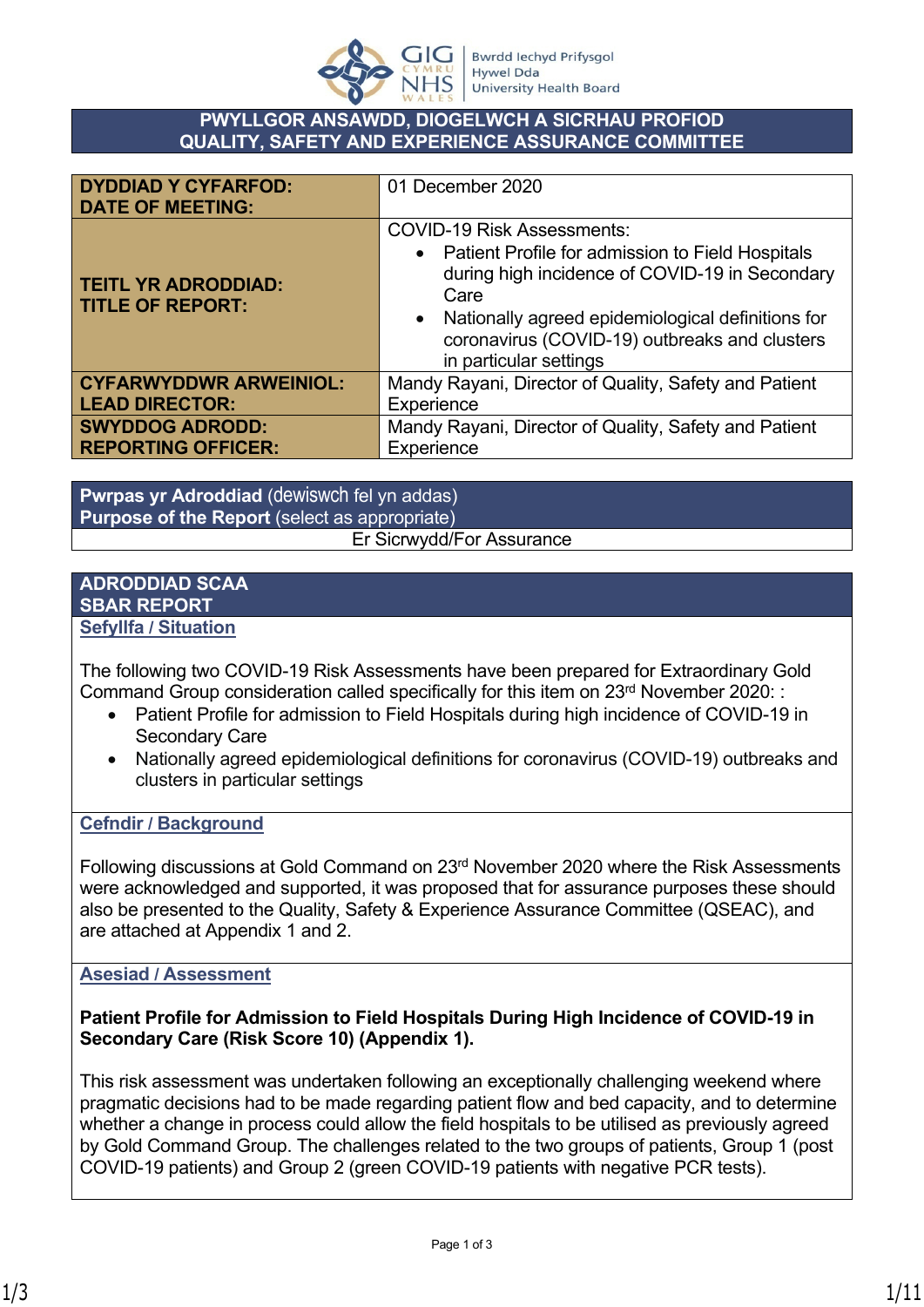**PWYLLGOR ANSAWDD, DIOGELWCH A SICRHAU PROFIOD**
**QUALITY, SAFETY AND EXPERIENCE ASSURANCE COMMITTEE**

| | |
|---|---|
| **DYDDIAD Y CYFARFOD:** **DATE OF MEETING:** | 01 December 2020 |
| **TEITL YR ADRODDIAD:** **TITLE OF REPORT:** | COVID-19 Risk Assessments: • Patient Profile for admission to Field Hospitals during high incidence of COVID-19 in Secondary Care • Nationally agreed epidemiological definitions for coronavirus (COVID-19) outbreaks and clusters in particular settings |
| **CYFARWYDDWR ARWEINIOL:** **LEAD DIRECTOR:** | Mandy Rayani, Director of Quality, Safety and Patient Experience |
| **SWYDDOG ADRODD:** **REPORTING OFFICER:** | Mandy Rayani, Director of Quality, Safety and Patient Experience |

**Pwrpas yr Adroddiad** (dewiswch fel yn addas)
**Purpose of the Report** (select as appropriate)

Er Sicrwydd/For Assurance

## ADRODDIAD SCAA
## SBAR REPORT

### Sefyllfa / Situation

The following two COVID-19 Risk Assessments have been prepared for Extraordinary Gold Command Group consideration called specifically for this item on 23rd November 2020: :

- Patient Profile for admission to Field Hospitals during high incidence of COVID-19 in Secondary Care
- Nationally agreed epidemiological definitions for coronavirus (COVID-19) outbreaks and clusters in particular settings

### Cefndir / Background

Following discussions at Gold Command on 23rd November 2020 where the Risk Assessments were acknowledged and supported, it was proposed that for assurance purposes these should also be presented to the Quality, Safety & Experience Assurance Committee (QSEAC), and are attached at Appendix 1 and 2.

### Asesiad / Assessment

**Patient Profile for Admission to Field Hospitals During High Incidence of COVID-19 in Secondary Care (Risk Score 10) (Appendix 1).**

This risk assessment was undertaken following an exceptionally challenging weekend where pragmatic decisions had to be made regarding patient flow and bed capacity, and to determine whether a change in process could allow the field hospitals to be utilised as previously agreed by Gold Command Group. The challenges related to the two groups of patients, Group 1 (post COVID-19 patients) and Group 2 (green COVID-19 patients with negative PCR tests).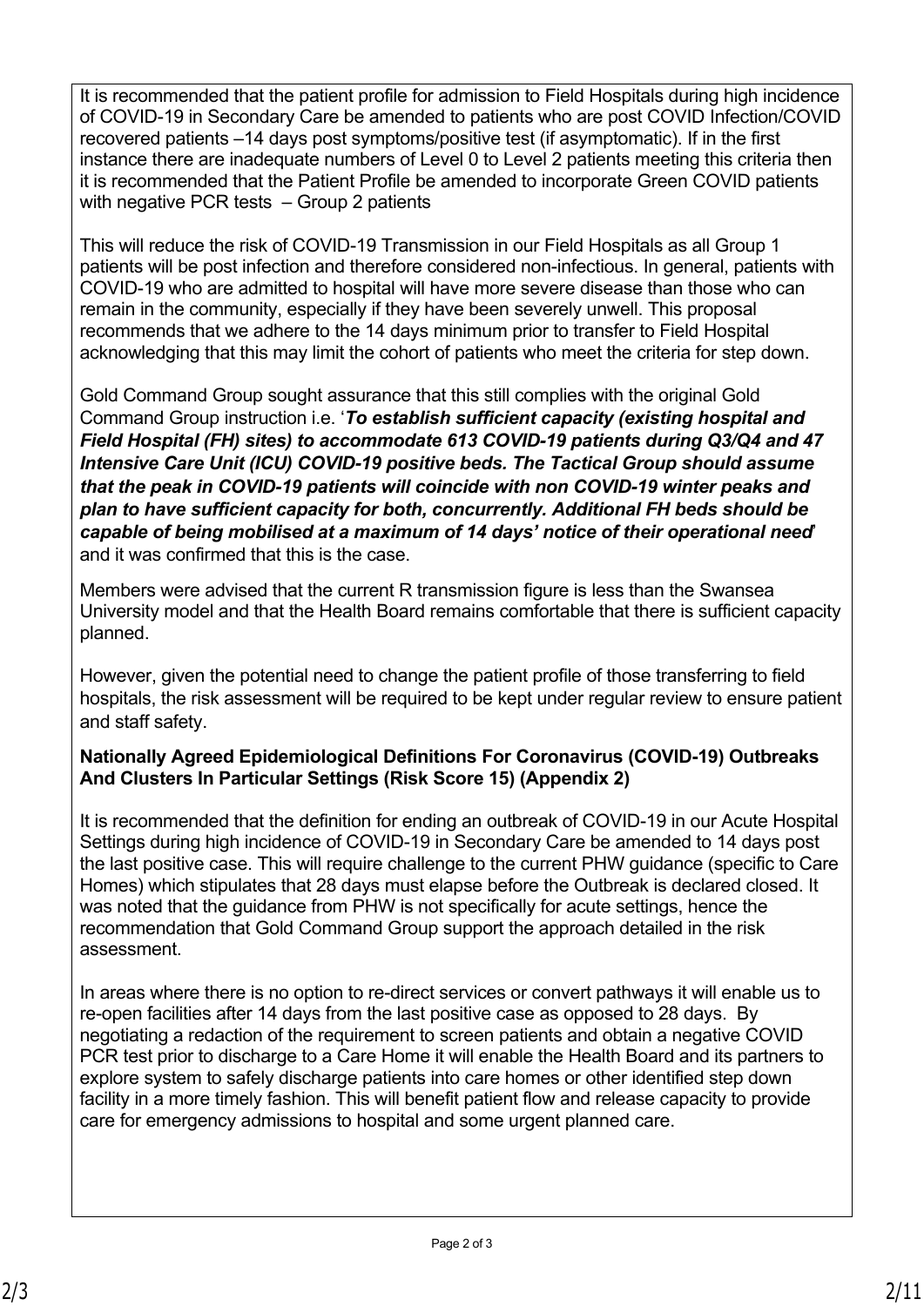It is recommended that the patient profile for admission to Field Hospitals during high incidence of COVID-19 in Secondary Care be amended to patients who are post COVID Infection/COVID recovered patients –14 days post symptoms/positive test (if asymptomatic). If in the first instance there are inadequate numbers of Level 0 to Level 2 patients meeting this criteria then it is recommended that the Patient Profile be amended to incorporate Green COVID patients with negative PCR tests – Group 2 patients

This will reduce the risk of COVID-19 Transmission in our Field Hospitals as all Group 1 patients will be post infection and therefore considered non-infectious. In general, patients with COVID-19 who are admitted to hospital will have more severe disease than those who can remain in the community, especially if they have been severely unwell. This proposal recommends that we adhere to the 14 days minimum prior to transfer to Field Hospital acknowledging that this may limit the cohort of patients who meet the criteria for step down.

Gold Command Group sought assurance that this still complies with the original Gold Command Group instruction i.e. '***To establish sufficient capacity (existing hospital and Field Hospital (FH) sites) to accommodate 613 COVID-19 patients during Q3/Q4 and 47 Intensive Care Unit (ICU) COVID-19 positive beds. The Tactical Group should assume that the peak in COVID-19 patients will coincide with non COVID-19 winter peaks and plan to have sufficient capacity for both, concurrently. Additional FH beds should be capable of being mobilised at a maximum of 14 days' notice of their operational need***' and it was confirmed that this is the case.

Members were advised that the current R transmission figure is less than the Swansea University model and that the Health Board remains comfortable that there is sufficient capacity planned.

However, given the potential need to change the patient profile of those transferring to field hospitals, the risk assessment will be required to be kept under regular review to ensure patient and staff safety.

**Nationally Agreed Epidemiological Definitions For Coronavirus (COVID-19) Outbreaks And Clusters In Particular Settings (Risk Score 15) (Appendix 2)**

It is recommended that the definition for ending an outbreak of COVID-19 in our Acute Hospital Settings during high incidence of COVID-19 in Secondary Care be amended to 14 days post the last positive case. This will require challenge to the current PHW guidance (specific to Care Homes) which stipulates that 28 days must elapse before the Outbreak is declared closed. It was noted that the guidance from PHW is not specifically for acute settings, hence the recommendation that Gold Command Group support the approach detailed in the risk assessment.

In areas where there is no option to re-direct services or convert pathways it will enable us to re-open facilities after 14 days from the last positive case as opposed to 28 days. By negotiating a redaction of the requirement to screen patients and obtain a negative COVID PCR test prior to discharge to a Care Home it will enable the Health Board and its partners to explore system to safely discharge patients into care homes or other identified step down facility in a more timely fashion. This will benefit patient flow and release capacity to provide care for emergency admissions to hospital and some urgent planned care.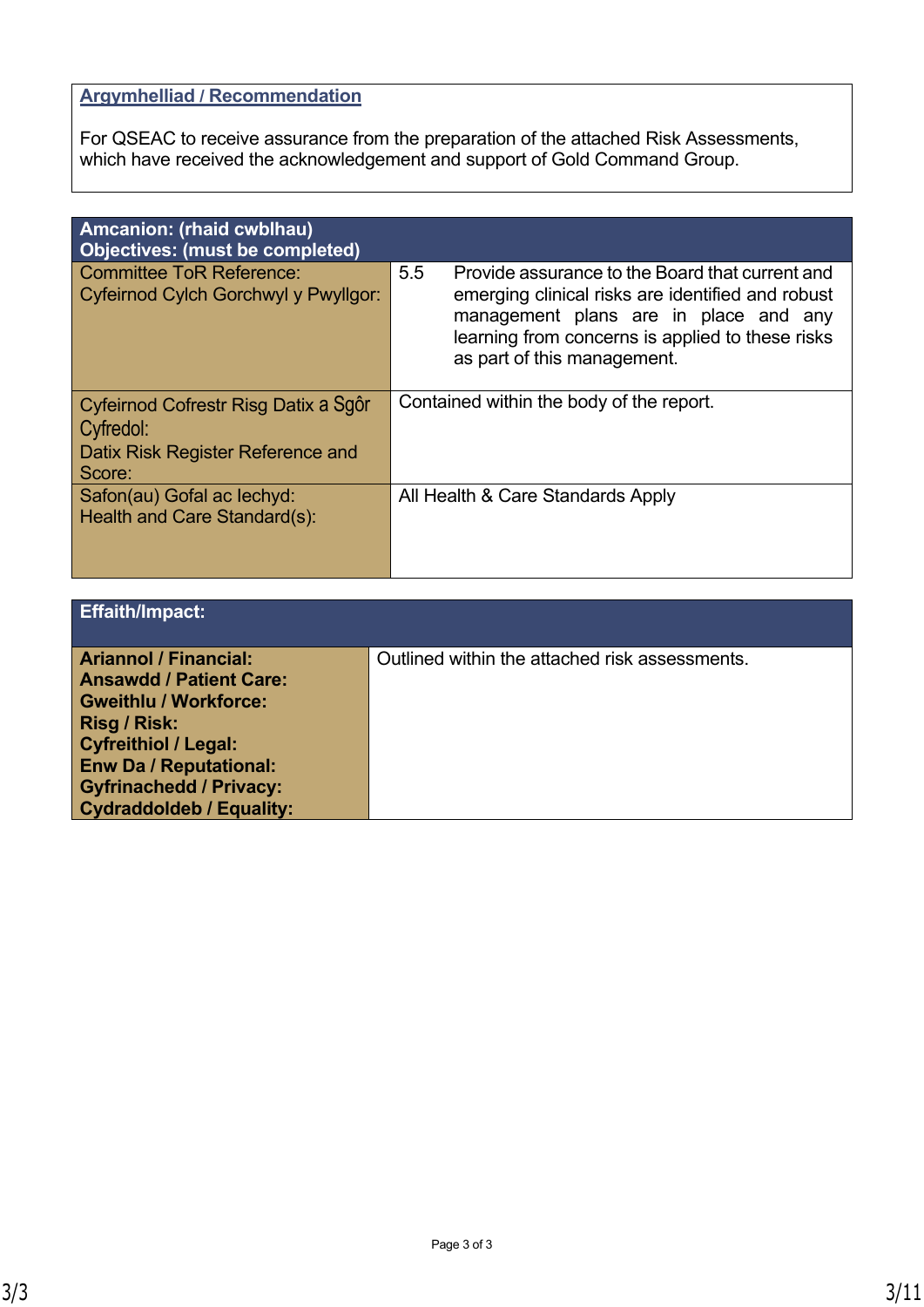**Argymhelliad / Recommendation**

For QSEAC to receive assurance from the preparation of the attached Risk Assessments, which have received the acknowledgement and support of Gold Command Group.

| **Amcanion: (rhaid cwblhau)**<br>**Objectives: (must be completed)** | |
|---|---|
| Committee ToR Reference:<br>Cyfeirnod Cylch Gorchwyl y Pwyllgor: | 5.5 Provide assurance to the Board that current and emerging clinical risks are identified and robust management plans are in place and any learning from concerns is applied to these risks as part of this management. |
| Cyfeirnod Cofrestr Risg Datix a Sgôr Cyfredol:<br>Datix Risk Register Reference and Score: | Contained within the body of the report. |
| Safon(au) Gofal ac Iechyd:<br>Health and Care Standard(s): | All Health & Care Standards Apply |

| **Effaith/Impact:** | |
|---|---|
| **Ariannol / Financial:**<br>**Ansawdd / Patient Care:**<br>**Gweithlu / Workforce:**<br>**Risg / Risk:**<br>**Cyfreithiol / Legal:**<br>**Enw Da / Reputational:**<br>**Gyfrinachedd / Privacy:**<br>**Cydraddoldeb / Equality:** | Outlined within the attached risk assessments. |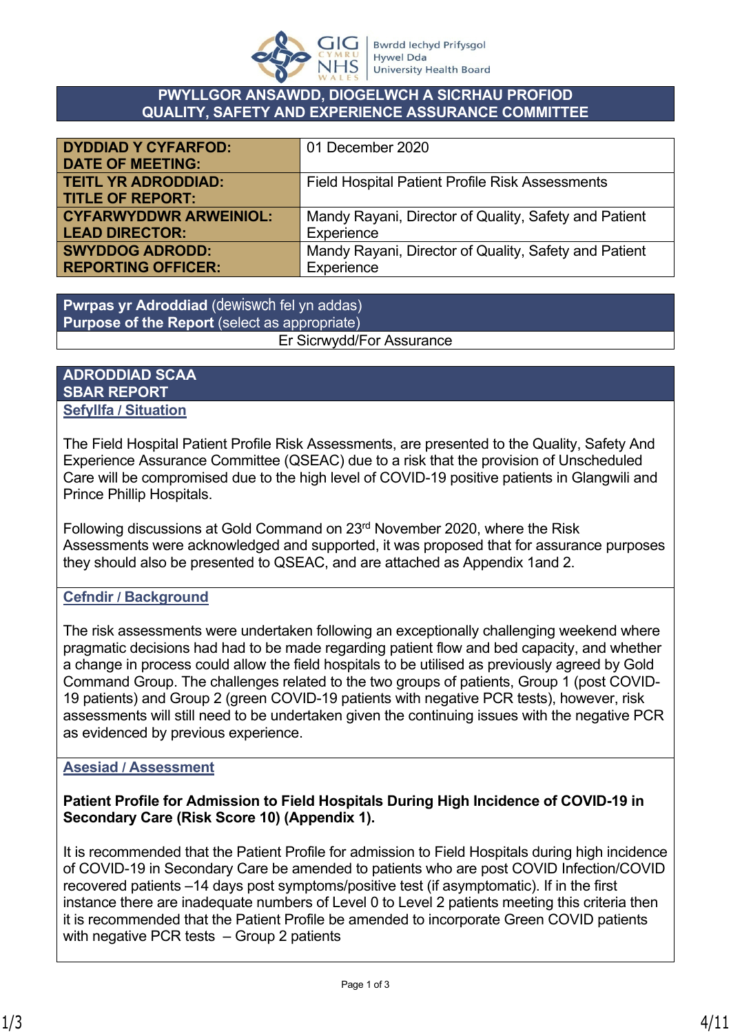# PWYLLGOR ANSAWDD, DIOGELWCH A SICRHAU PROFIOD
# QUALITY, SAFETY AND EXPERIENCE ASSURANCE COMMITTEE

| | |
|---|---|
| **DYDDIAD Y CYFARFOD: DATE OF MEETING:** | 01 December 2020 |
| **TEITL YR ADRODDIAD: TITLE OF REPORT:** | Field Hospital Patient Profile Risk Assessments |
| **CYFARWYDDWR ARWEINIOL: LEAD DIRECTOR:** | Mandy Rayani, Director of Quality, Safety and Patient Experience |
| **SWYDDOG ADRODD: REPORTING OFFICER:** | Mandy Rayani, Director of Quality, Safety and Patient Experience |

| **Pwrpas yr Adroddiad** (dewiswch fel yn addas) **Purpose of the Report** (select as appropriate) |
|---|
| Er Sicrwydd/For Assurance |

## ADRODDIAD SCAA
## SBAR REPORT

### Sefyllfa / Situation

The Field Hospital Patient Profile Risk Assessments, are presented to the Quality, Safety And Experience Assurance Committee (QSEAC) due to a risk that the provision of Unscheduled Care will be compromised due to the high level of COVID-19 positive patients in Glangwili and Prince Phillip Hospitals.

Following discussions at Gold Command on 23rd November 2020, where the Risk Assessments were acknowledged and supported, it was proposed that for assurance purposes they should also be presented to QSEAC, and are attached as Appendix 1and 2.

### Cefndir / Background

The risk assessments were undertaken following an exceptionally challenging weekend where pragmatic decisions had had to be made regarding patient flow and bed capacity, and whether a change in process could allow the field hospitals to be utilised as previously agreed by Gold Command Group. The challenges related to the two groups of patients, Group 1 (post COVID-19 patients) and Group 2 (green COVID-19 patients with negative PCR tests), however, risk assessments will still need to be undertaken given the continuing issues with the negative PCR as evidenced by previous experience.

### Asesiad / Assessment

**Patient Profile for Admission to Field Hospitals During High Incidence of COVID-19 in Secondary Care (Risk Score 10) (Appendix 1).**

It is recommended that the Patient Profile for admission to Field Hospitals during high incidence of COVID-19 in Secondary Care be amended to patients who are post COVID Infection/COVID recovered patients –14 days post symptoms/positive test (if asymptomatic). If in the first instance there are inadequate numbers of Level 0 to Level 2 patients meeting this criteria then it is recommended that the Patient Profile be amended to incorporate Green COVID patients with negative PCR tests – Group 2 patients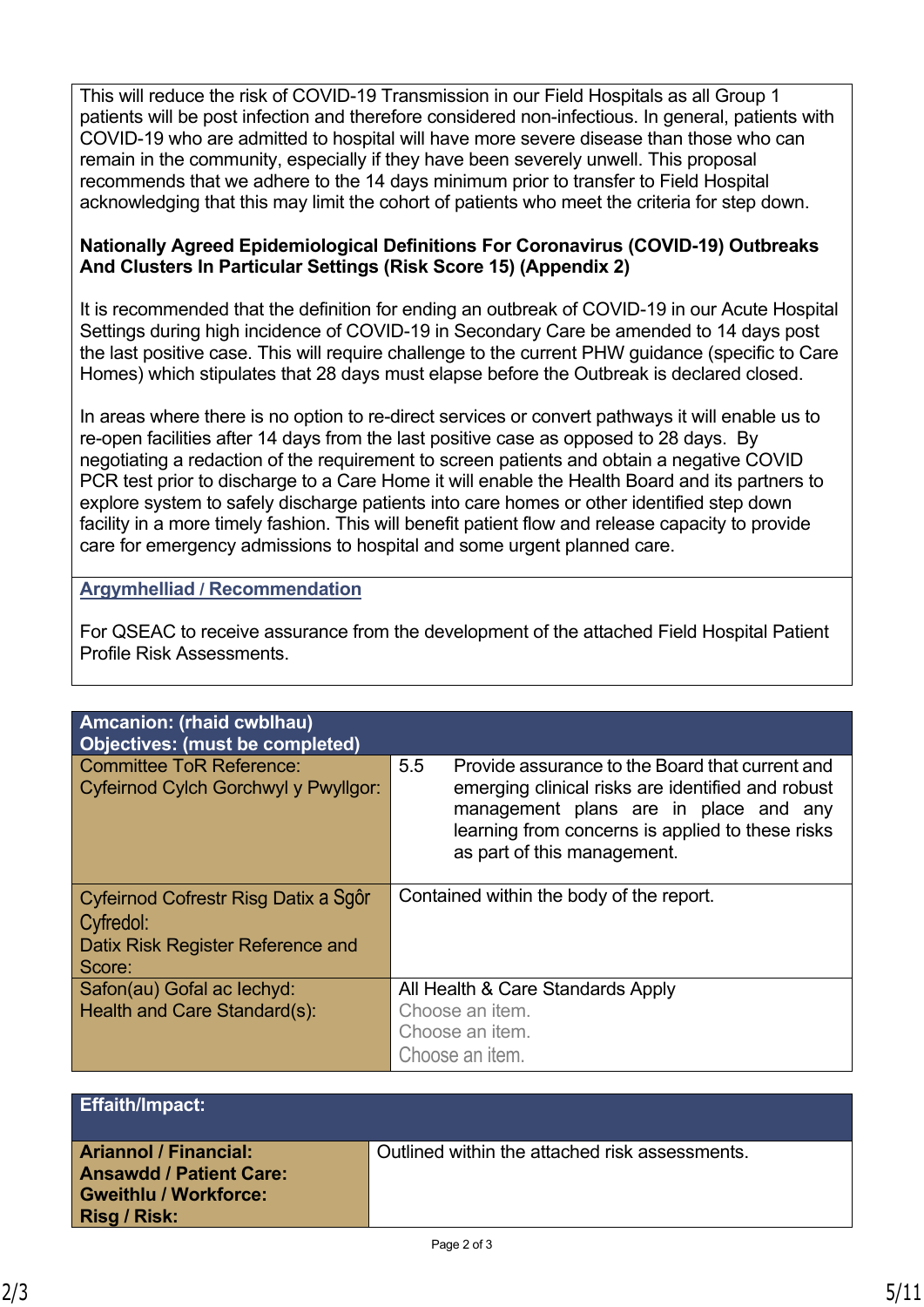This will reduce the risk of COVID-19 Transmission in our Field Hospitals as all Group 1 patients will be post infection and therefore considered non-infectious. In general, patients with COVID-19 who are admitted to hospital will have more severe disease than those who can remain in the community, especially if they have been severely unwell. This proposal recommends that we adhere to the 14 days minimum prior to transfer to Field Hospital acknowledging that this may limit the cohort of patients who meet the criteria for step down.

**Nationally Agreed Epidemiological Definitions For Coronavirus (COVID-19) Outbreaks And Clusters In Particular Settings (Risk Score 15) (Appendix 2)**

It is recommended that the definition for ending an outbreak of COVID-19 in our Acute Hospital Settings during high incidence of COVID-19 in Secondary Care be amended to 14 days post the last positive case. This will require challenge to the current PHW guidance (specific to Care Homes) which stipulates that 28 days must elapse before the Outbreak is declared closed.

In areas where there is no option to re-direct services or convert pathways it will enable us to re-open facilities after 14 days from the last positive case as opposed to 28 days. By negotiating a redaction of the requirement to screen patients and obtain a negative COVID PCR test prior to discharge to a Care Home it will enable the Health Board and its partners to explore system to safely discharge patients into care homes or other identified step down facility in a more timely fashion. This will benefit patient flow and release capacity to provide care for emergency admissions to hospital and some urgent planned care.

## Argymhelliad / Recommendation

For QSEAC to receive assurance from the development of the attached Field Hospital Patient Profile Risk Assessments.

| **Amcanion: (rhaid cwblhau)<br>Objectives: (must be completed)** | |
|---|---|
| Committee ToR Reference:<br>Cyfeirnod Cylch Gorchwyl y Pwyllgor: | 5.5 Provide assurance to the Board that current and emerging clinical risks are identified and robust management plans are in place and any learning from concerns is applied to these risks as part of this management. |
| Cyfeirnod Cofrestr Risg Datix a Sgôr Cyfredol:<br>Datix Risk Register Reference and Score: | Contained within the body of the report. |
| Safon(au) Gofal ac Iechyd:<br>Health and Care Standard(s): | All Health & Care Standards Apply<br>Choose an item.<br>Choose an item.<br>Choose an item. |

| **Effaith/Impact:** | |
|---|---|
| **Ariannol / Financial:<br>Ansawdd / Patient Care:<br>Gweithlu / Workforce:<br>Risg / Risk:** | Outlined within the attached risk assessments. |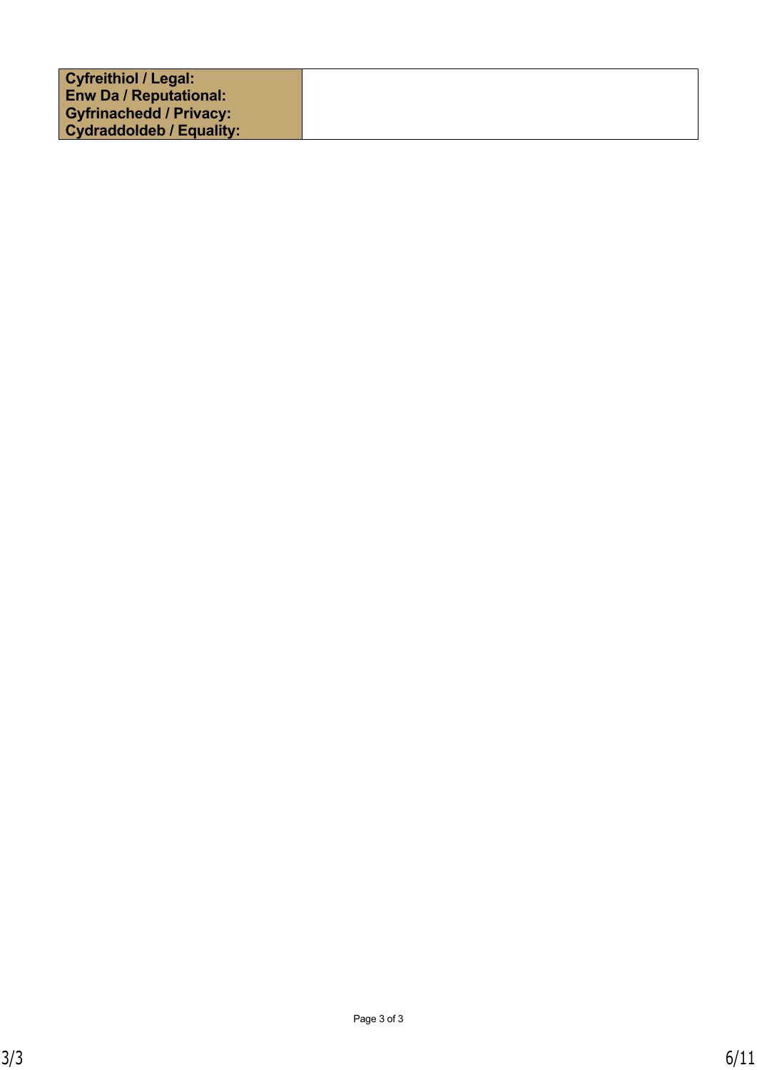| Cyfreithiol / Legal: Enw Da / Reputational: Gyfrinachedd / Privacy: Cydraddoldeb / Equality: | |
|---|---|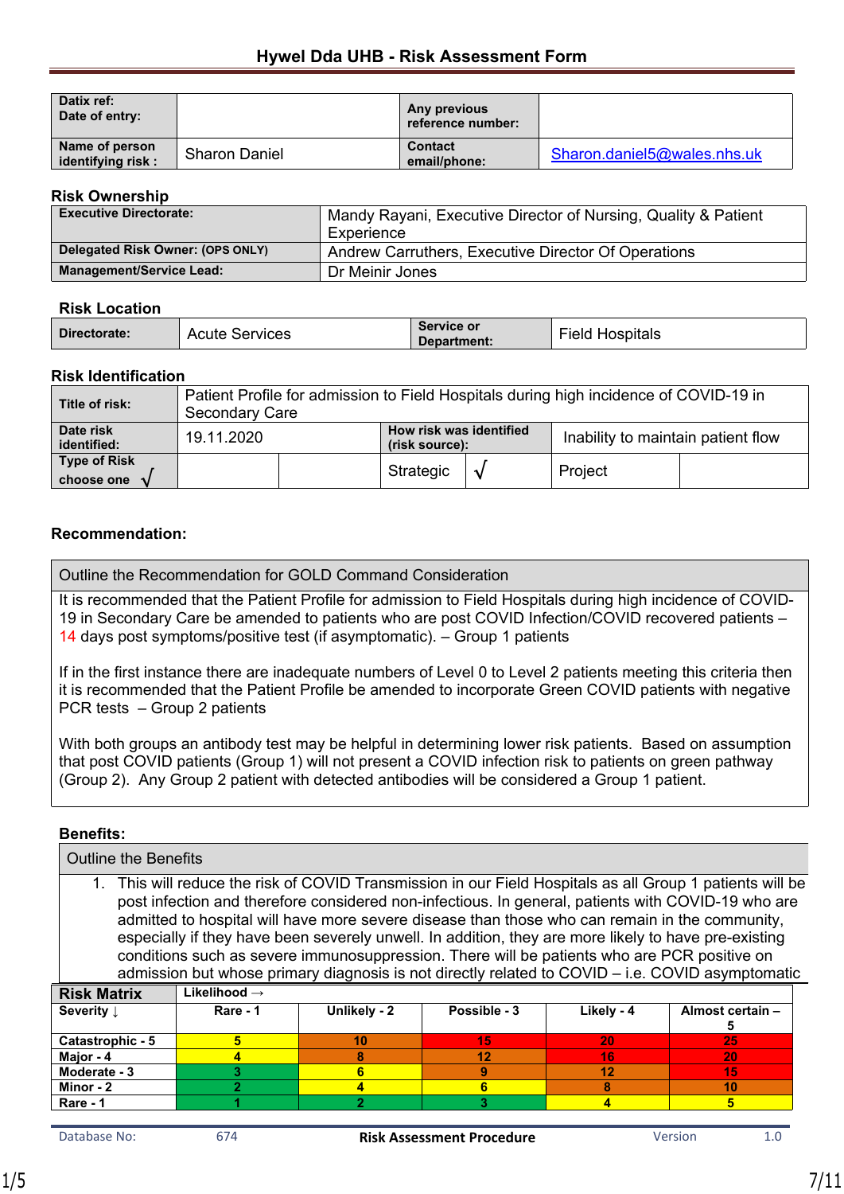# Hywel Dda UHB - Risk Assessment Form

| Datix ref: Date of entry: | | Any previous reference number: | |
|---|---|---|---|
| Name of person identifying risk : | Sharon Daniel | Contact email/phone: | Sharon.daniel5@wales.nhs.uk |

## Risk Ownership

| Executive Directorate: | Mandy Rayani, Executive Director of Nursing, Quality & Patient Experience |
|---|---|
| Delegated Risk Owner: (OPS ONLY) | Andrew Carruthers, Executive Director Of Operations |
| Management/Service Lead: | Dr Meinir Jones |

## Risk Location

| Directorate: | Acute Services | Service or Department: | Field Hospitals |
|---|---|---|---|

## Risk Identification

| Title of risk: | Patient Profile for admission to Field Hospitals during high incidence of COVID-19 in Secondary Care | | | | |
|---|---|---|---|---|---|
| Date risk identified: | 19.11.2020 | How risk was identified (risk source): | | Inability to maintain patient flow | |
| Type of Risk choose one √ | | | Strategic | √ | Project | |

**Recommendation:**

| Outline the Recommendation for GOLD Command Consideration |
|---|
| It is recommended that the Patient Profile for admission to Field Hospitals during high incidence of COVID-19 in Secondary Care be amended to patients who are post COVID Infection/COVID recovered patients – 14 days post symptoms/positive test (if asymptomatic). – Group 1 patients<br><br>If in the first instance there are inadequate numbers of Level 0 to Level 2 patients meeting this criteria then it is recommended that the Patient Profile be amended to incorporate Green COVID patients with negative PCR tests – Group 2 patients<br><br>With both groups an antibody test may be helpful in determining lower risk patients. Based on assumption that post COVID patients (Group 1) will not present a COVID infection risk to patients on green pathway (Group 2). Any Group 2 patient with detected antibodies will be considered a Group 1 patient. |

**Benefits:**

| Outline the Benefits |
|---|
| 1. This will reduce the risk of COVID Transmission in our Field Hospitals as all Group 1 patients will be post infection and therefore considered non-infectious. In general, patients with COVID-19 who are admitted to hospital will have more severe disease than those who can remain in the community, especially if they have been severely unwell. In addition, they are more likely to have pre-existing conditions such as severe immunosuppression. There will be patients who are PCR positive on admission but whose primary diagnosis is not directly related to COVID – i.e. COVID asymptomatic |

| Risk Matrix | Likelihood → | | | | |
|---|---|---|---|---|---|
| Severity ↓ | Rare - 1 | Unlikely - 2 | Possible - 3 | Likely - 4 | Almost certain – 5 |
| Catastrophic - 5 | 5 | 10 | 15 | 20 | 25 |
| Major - 4 | 4 | 8 | 12 | 16 | 20 |
| Moderate - 3 | 3 | 6 | 9 | 12 | 15 |
| Minor - 2 | 2 | 4 | 6 | 8 | 10 |
| Rare - 1 | 1 | 2 | 3 | 4 | 5 |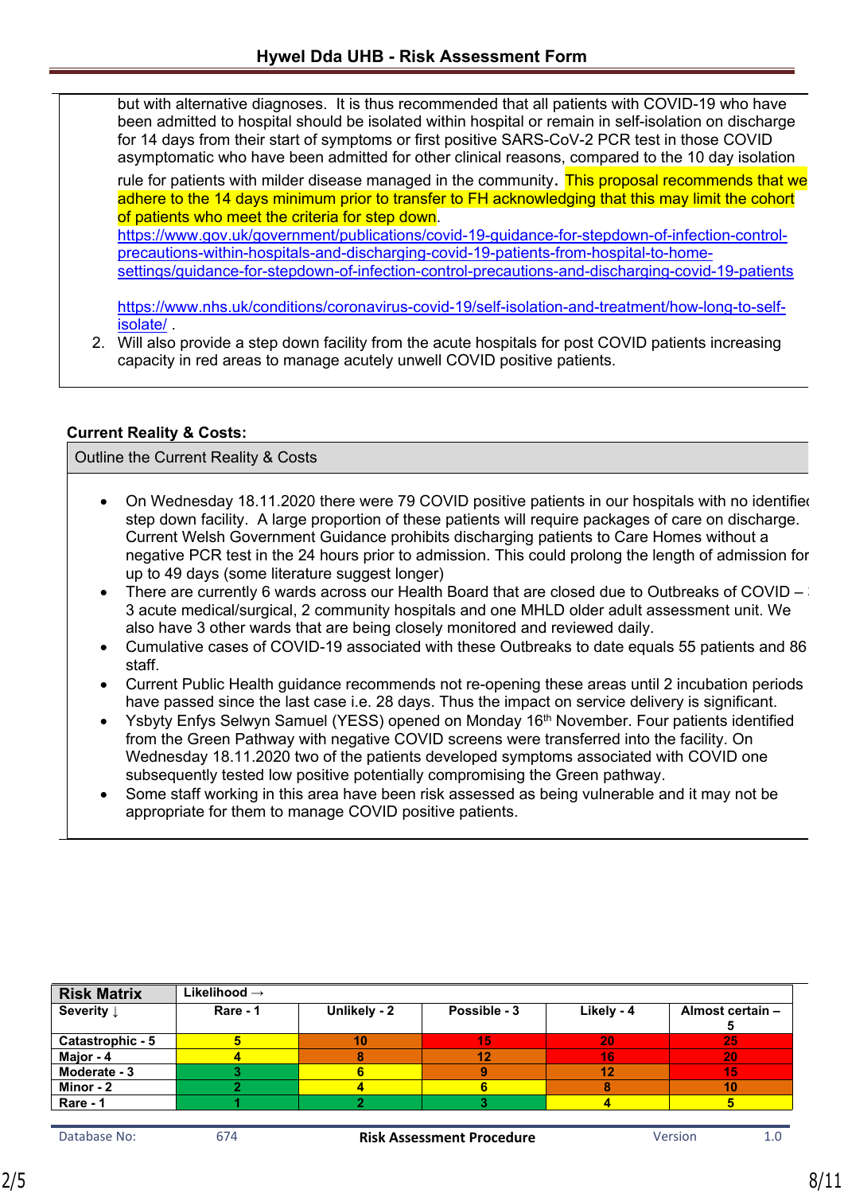but with alternative diagnoses. It is thus recommended that all patients with COVID-19 who have been admitted to hospital should be isolated within hospital or remain in self-isolation on discharge for 14 days from their start of symptoms or first positive SARS-CoV-2 PCR test in those COVID asymptomatic who have been admitted for other clinical reasons, compared to the 10 day isolation rule for patients with milder disease managed in the community. This proposal recommends that we adhere to the 14 days minimum prior to transfer to FH acknowledging that this may limit the cohort of patients who meet the criteria for step down.
https://www.gov.uk/government/publications/covid-19-guidance-for-stepdown-of-infection-control-precautions-within-hospitals-and-discharging-covid-19-patients-from-hospital-to-home-settings/guidance-for-stepdown-of-infection-control-precautions-and-discharging-covid-19-patients

https://www.nhs.uk/conditions/coronavirus-covid-19/self-isolation-and-treatment/how-long-to-self-isolate/ .

2. Will also provide a step down facility from the acute hospitals for post COVID patients increasing capacity in red areas to manage acutely unwell COVID positive patients.

**Current Reality & Costs:**

Outline the Current Reality & Costs

- On Wednesday 18.11.2020 there were 79 COVID positive patients in our hospitals with no identified step down facility. A large proportion of these patients will require packages of care on discharge. Current Welsh Government Guidance prohibits discharging patients to Care Homes without a negative PCR test in the 24 hours prior to admission. This could prolong the length of admission for up to 49 days (some literature suggest longer)
- There are currently 6 wards across our Health Board that are closed due to Outbreaks of COVID – 3 acute medical/surgical, 2 community hospitals and one MHLD older adult assessment unit. We also have 3 other wards that are being closely monitored and reviewed daily.
- Cumulative cases of COVID-19 associated with these Outbreaks to date equals 55 patients and 86 staff.
- Current Public Health guidance recommends not re-opening these areas until 2 incubation periods have passed since the last case i.e. 28 days. Thus the impact on service delivery is significant.
- Ysbyty Enfys Selwyn Samuel (YESS) opened on Monday 16th November. Four patients identified from the Green Pathway with negative COVID screens were transferred into the facility. On Wednesday 18.11.2020 two of the patients developed symptoms associated with COVID one subsequently tested low positive potentially compromising the Green pathway.
- Some staff working in this area have been risk assessed as being vulnerable and it may not be appropriate for them to manage COVID positive patients.

| Risk Matrix | Likelihood → | | | | |
|---|---|---|---|---|---|
| Severity ↓ | Rare - 1 | Unlikely - 2 | Possible - 3 | Likely - 4 | Almost certain – 5 |
| Catastrophic - 5 | 5 | 10 | 15 | 20 | 25 |
| Major - 4 | 4 | 8 | 12 | 16 | 20 |
| Moderate - 3 | 3 | 6 | 9 | 12 | 15 |
| Minor - 2 | 2 | 4 | 6 | 8 | 10 |
| Rare - 1 | 1 | 2 | 3 | 4 | 5 |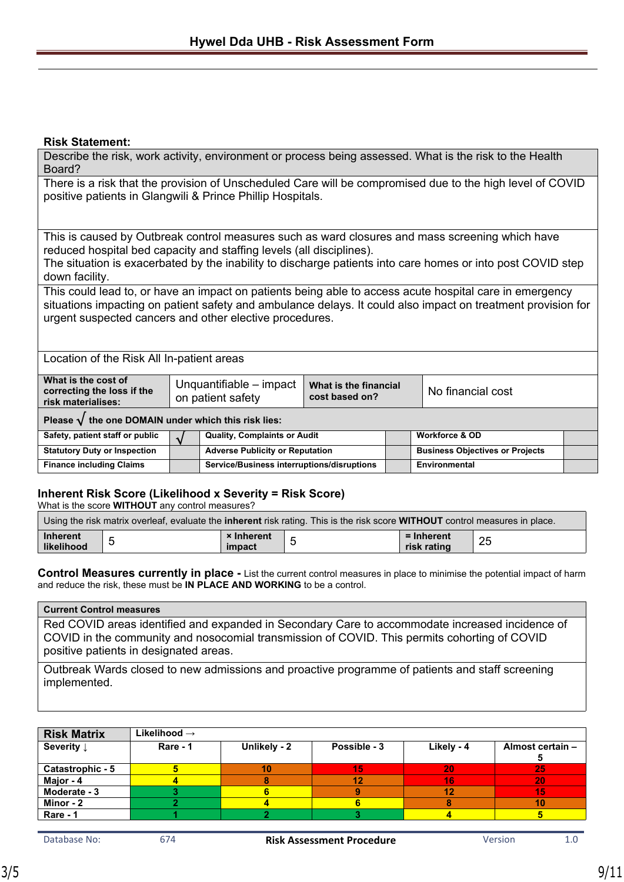## Hywel Dda UHB - Risk Assessment Form

**Risk Statement:**

| Describe the risk, work activity, environment or process being assessed. What is the risk to the Health Board? |
|---|
| There is a risk that the provision of Unscheduled Care will be compromised due to the high level of COVID positive patients in Glangwili & Prince Phillip Hospitals. |
| This is caused by Outbreak control measures such as ward closures and mass screening which have reduced hospital bed capacity and staffing levels (all disciplines). The situation is exacerbated by the inability to discharge patients into care homes or into post COVID step down facility. |
| This could lead to, or have an impact on patients being able to access acute hospital care in emergency situations impacting on patient safety and ambulance delays. It could also impact on treatment provision for urgent suspected cancers and other elective procedures. |
| Location of the Risk All In-patient areas |

| **What is the cost of correcting the loss if the risk materialises:** | Unquantifiable – impact on patient safety | **What is the financial cost based on?** | No financial cost |
|---|---|---|---|

**Please √ the one DOMAIN under which this risk lies:**

| | | | | | |
|---|---|---|---|---|---|
| **Safety, patient staff or public** | √ | **Quality, Complaints or Audit** | | **Workforce & OD** | |
| **Statutory Duty or Inspection** | | **Adverse Publicity or Reputation** | | **Business Objectives or Projects** | |
| **Finance including Claims** | | **Service/Business interruptions/disruptions** | | **Environmental** | |

### Inherent Risk Score (Likelihood x Severity = Risk Score)

What is the score **WITHOUT** any control measures?

Using the risk matrix overleaf, evaluate the **inherent** risk rating. This is the risk score **WITHOUT** control measures in place.

| **Inherent likelihood** | 5 | **× Inherent impact** | 5 | **= Inherent risk rating** | 25 |
|---|---|---|---|---|---|

**Control Measures currently in place -** List the current control measures in place to minimise the potential impact of harm and reduce the risk, these must be **IN PLACE AND WORKING** to be a control.

| **Current Control measures** |
|---|
| Red COVID areas identified and expanded in Secondary Care to accommodate increased incidence of COVID in the community and nosocomial transmission of COVID. This permits cohorting of COVID positive patients in designated areas. |
| Outbreak Wards closed to new admissions and proactive programme of patients and staff screening implemented. |

| **Risk Matrix** | **Likelihood →** | | | | |
|---|---|---|---|---|---|
| **Severity ↓** | **Rare - 1** | **Unlikely - 2** | **Possible - 3** | **Likely - 4** | **Almost certain – 5** |
| **Catastrophic - 5** | 5 | 10 | 15 | 20 | 25 |
| **Major - 4** | 4 | 8 | 12 | 16 | 20 |
| **Moderate - 3** | 3 | 6 | 9 | 12 | 15 |
| **Minor - 2** | 2 | 4 | 6 | 8 | 10 |
| **Rare - 1** | 1 | 2 | 3 | 4 | 5 |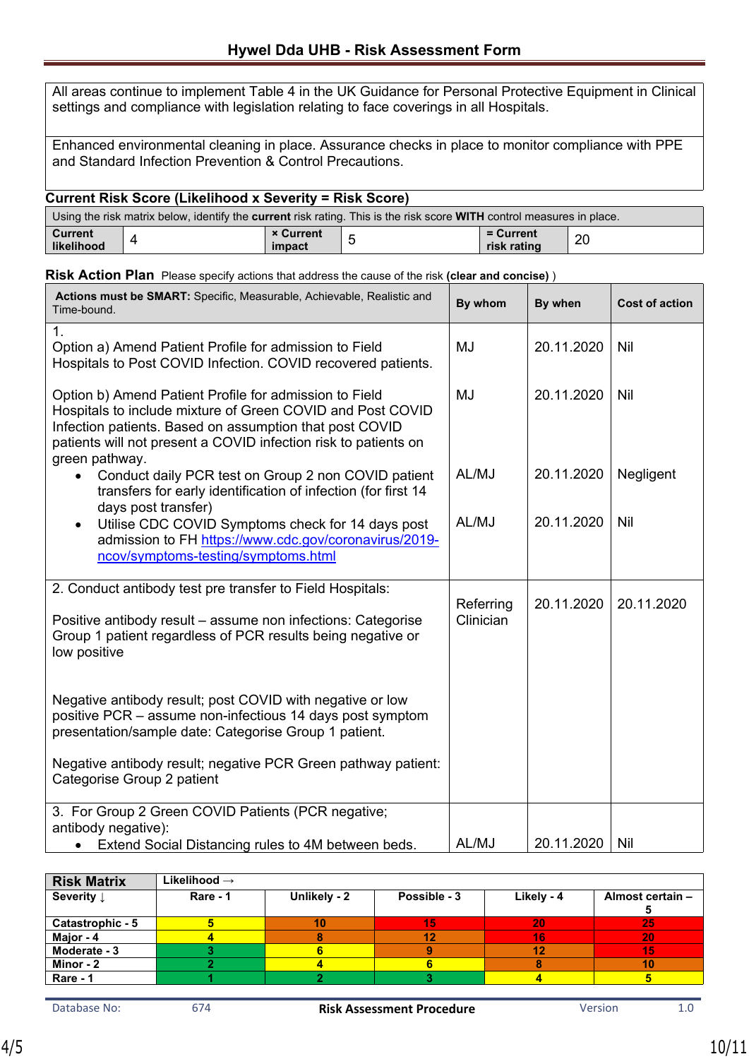| All areas continue to implement Table 4 in the UK Guidance for Personal Protective Equipment in Clinical settings and compliance with legislation relating to face coverings in all Hospitals. |
|---|
| Enhanced environmental cleaning in place. Assurance checks in place to monitor compliance with PPE and Standard Infection Prevention & Control Precautions. |

**Current Risk Score (Likelihood x Severity = Risk Score)**

| Using the risk matrix below, identify the **current** risk rating. This is the risk score **WITH** control measures in place. | | | | | |
|---|---|---|---|---|---|
| **Current likelihood** | 4 | **× Current impact** | 5 | **= Current risk rating** | 20 |

**Risk Action Plan** Please specify actions that address the cause of the risk **(clear and concise)** )

| **Actions must be SMART:** Specific, Measurable, Achievable, Realistic and Time-bound. | **By whom** | **By when** | **Cost of action** |
|---|---|---|---|
| 1.<br>Option a) Amend Patient Profile for admission to Field Hospitals to Post COVID Infection. COVID recovered patients. | MJ | 20.11.2020 | Nil |
| Option b) Amend Patient Profile for admission to Field Hospitals to include mixture of Green COVID and Post COVID Infection patients. Based on assumption that post COVID patients will not present a COVID infection risk to patients on green pathway. | MJ | 20.11.2020 | Nil |
| • Conduct daily PCR test on Group 2 non COVID patient transfers for early identification of infection (for first 14 days post transfer) | AL/MJ | 20.11.2020 | Negligent |
| • Utilise CDC COVID Symptoms check for 14 days post admission to FH https://www.cdc.gov/coronavirus/2019-ncov/symptoms-testing/symptoms.html | AL/MJ | 20.11.2020 | Nil |
| 2. Conduct antibody test pre transfer to Field Hospitals:<br><br>Positive antibody result – assume non infections: Categorise Group 1 patient regardless of PCR results being negative or low positive<br><br>Negative antibody result; post COVID with negative or low positive PCR – assume non-infectious 14 days post symptom presentation/sample date: Categorise Group 1 patient.<br><br>Negative antibody result; negative PCR Green pathway patient: Categorise Group 2 patient | Referring Clinician | 20.11.2020 | 20.11.2020 |
| 3. For Group 2 Green COVID Patients (PCR negative; antibody negative):<br>• Extend Social Distancing rules to 4M between beds. | AL/MJ | 20.11.2020 | Nil |

| **Risk Matrix** | Likelihood → | | | | |
|---|---|---|---|---|---|
| **Severity ↓** | **Rare - 1** | **Unlikely - 2** | **Possible - 3** | **Likely - 4** | **Almost certain – 5** |
| **Catastrophic - 5** | 5 | 10 | 15 | 20 | 25 |
| **Major - 4** | 4 | 8 | 12 | 16 | 20 |
| **Moderate - 3** | 3 | 6 | 9 | 12 | 15 |
| **Minor - 2** | 2 | 4 | 6 | 8 | 10 |
| **Rare - 1** | 1 | 2 | 3 | 4 | 5 |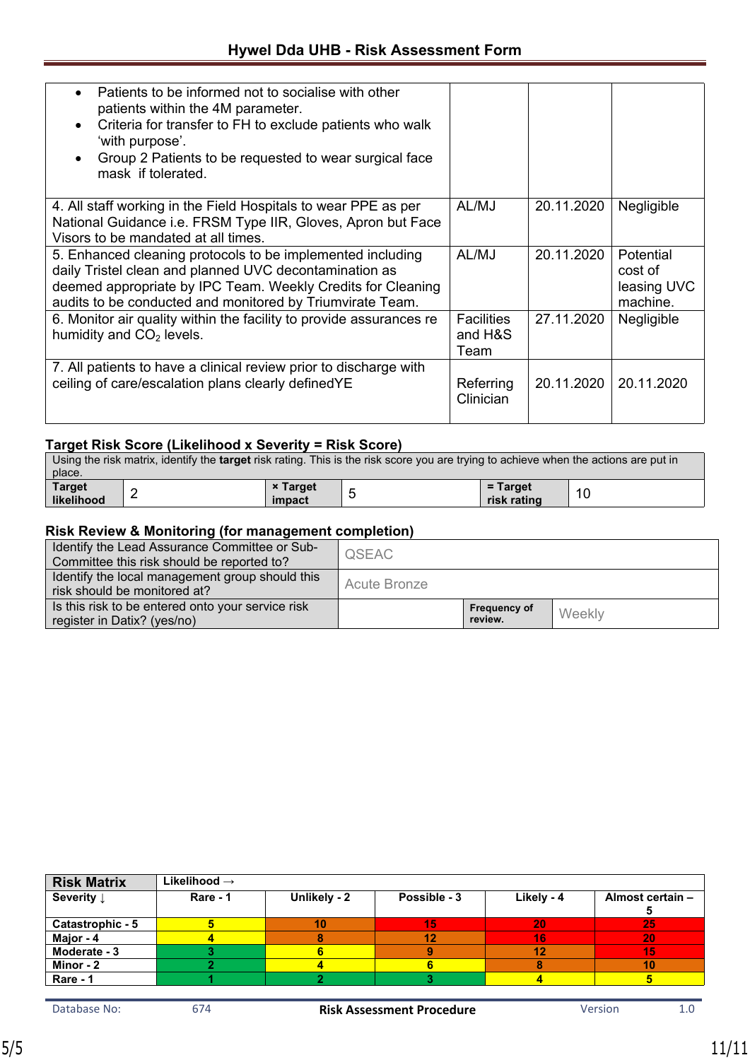| | | | |
|---|---|---|---|
| • Patients to be informed not to socialise with other patients within the 4M parameter.<br>• Criteria for transfer to FH to exclude patients who walk 'with purpose'.<br>• Group 2 Patients to be requested to wear surgical face mask if tolerated. | | | |
| 4. All staff working in the Field Hospitals to wear PPE as per National Guidance i.e. FRSM Type IIR, Gloves, Apron but Face Visors to be mandated at all times. | AL/MJ | 20.11.2020 | Negligible |
| 5. Enhanced cleaning protocols to be implemented including daily Tristel clean and planned UVC decontamination as deemed appropriate by IPC Team. Weekly Credits for Cleaning audits to be conducted and monitored by Triumvirate Team. | AL/MJ | 20.11.2020 | Potential cost of leasing UVC machine. |
| 6. Monitor air quality within the facility to provide assurances re humidity and $CO_2$ levels. | Facilities and H&S Team | 27.11.2020 | Negligible |
| 7. All patients to have a clinical review prior to discharge with ceiling of care/escalation plans clearly definedYE | Referring Clinician | 20.11.2020 | 20.11.2020 |

### Target Risk Score (Likelihood x Severity = Risk Score)

Using the risk matrix, identify the **target** risk rating. This is the risk score you are trying to achieve when the actions are put in place.

| | | | | | |
|---|---|---|---|---|---|
| **Target likelihood** | 2 | **× Target impact** | 5 | **= Target risk rating** | 10 |

### Risk Review & Monitoring (for management completion)

| | | | |
|---|---|---|---|
| Identify the Lead Assurance Committee or Sub-Committee this risk should be reported to? | QSEAC | | |
| Identify the local management group should this risk should be monitored at? | Acute Bronze | | |
| Is this risk to be entered onto your service risk register in Datix? (yes/no) | | **Frequency of review.** | Weekly |

| **Risk Matrix** | Likelihood → | | | | |
|---|---|---|---|---|---|
| **Severity ↓** | **Rare - 1** | **Unlikely - 2** | **Possible - 3** | **Likely - 4** | **Almost certain – 5** |
| **Catastrophic - 5** | 5 | 10 | 15 | 20 | 25 |
| **Major - 4** | 4 | 8 | 12 | 16 | 20 |
| **Moderate - 3** | 3 | 6 | 9 | 12 | 15 |
| **Minor - 2** | 2 | 4 | 6 | 8 | 10 |
| **Rare - 1** | 1 | 2 | 3 | 4 | 5 |